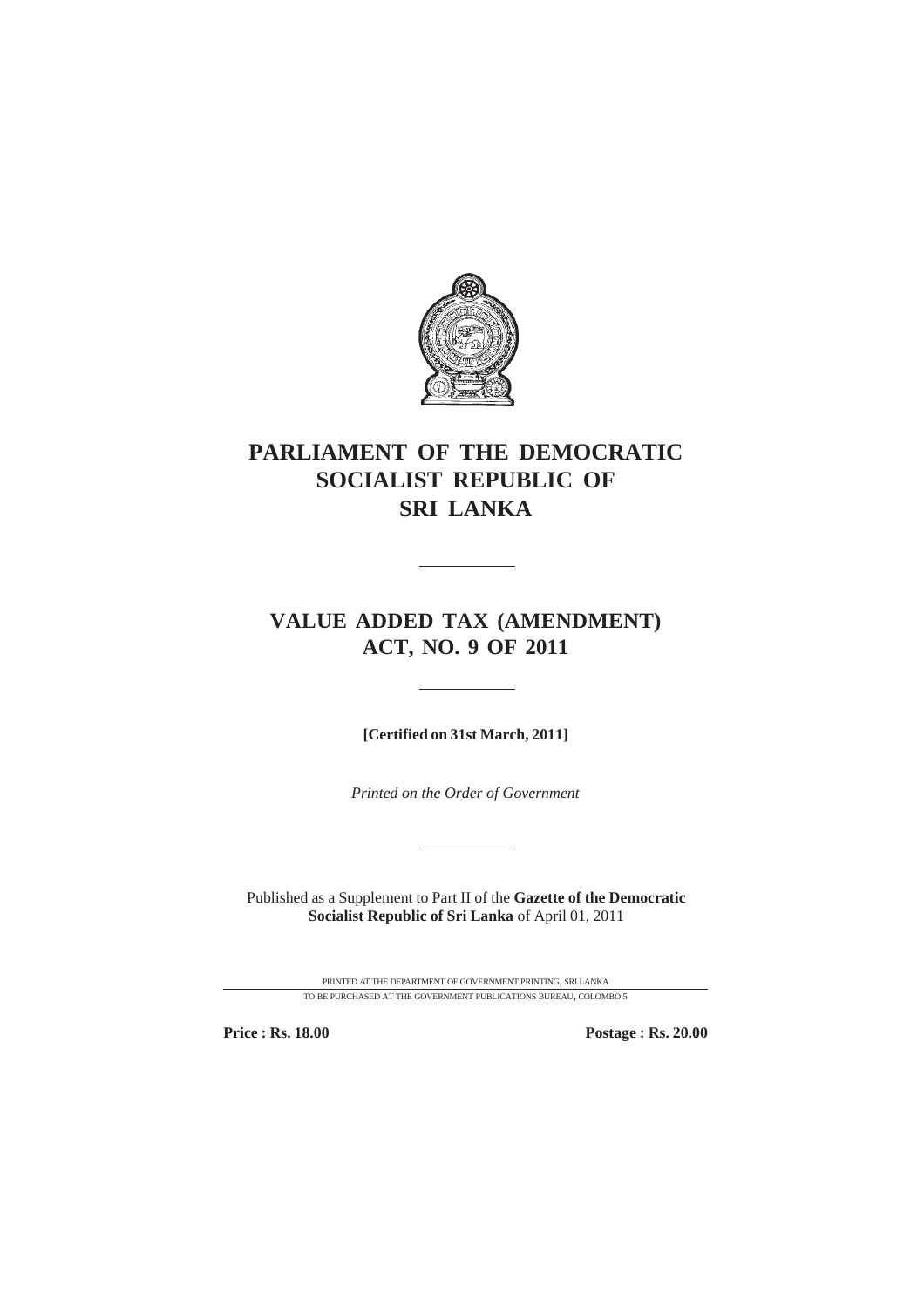# PARLIAMENT OF THE DEMOCRATIC SOCIALIST REPUBLIC OF SRI LANKA

---

## VALUE ADDED TAX (AMENDMENT) ACT, NO. 9 OF 2011

---

**[Certified on 31st March, 2011]**

*Printed on the Order of Government*

---

Published as a Supplement to Part II of the **Gazette of the Democratic Socialist Republic of Sri Lanka** of April 01, 2011

PRINTED AT THE DEPARTMENT OF GOVERNMENT PRINTING, SRI LANKA

TO BE PURCHASED AT THE GOVERNMENT PUBLICATIONS BUREAU, COLOMBO 5

**Price : Rs. 18.00** **Postage : Rs. 20.00**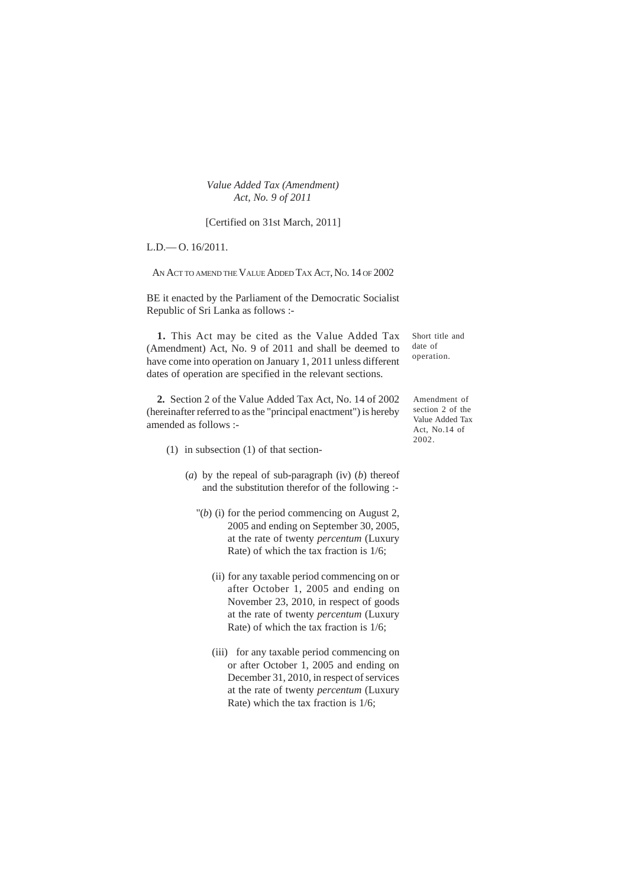*Value Added Tax (Amendment)*
*Act, No. 9 of 2011*

[Certified on 31st March, 2011]

L.D.— O. 16/2011.

AN ACT TO AMEND THE VALUE ADDED TAX ACT, NO. 14 OF 2002

BE it enacted by the Parliament of the Democratic Socialist Republic of Sri Lanka as follows :-

Short title and date of operation.

**1.** This Act may be cited as the Value Added Tax (Amendment) Act, No. 9 of 2011 and shall be deemed to have come into operation on January 1, 2011 unless different dates of operation are specified in the relevant sections.

Amendment of section 2 of the Value Added Tax Act, No.14 of 2002.

**2.** Section 2 of the Value Added Tax Act, No. 14 of 2002 (hereinafter referred to as the "principal enactment") is hereby amended as follows :-

(1) in subsection (1) of that section-

(*a*) by the repeal of sub-paragraph (iv) (*b*) thereof and the substitution therefor of the following :-

"(*b*) (i) for the period commencing on August 2, 2005 and ending on September 30, 2005, at the rate of twenty *percentum* (Luxury Rate) of which the tax fraction is 1/6;

(ii) for any taxable period commencing on or after October 1, 2005 and ending on November 23, 2010, in respect of goods at the rate of twenty *percentum* (Luxury Rate) of which the tax fraction is 1/6;

(iii) for any taxable period commencing on or after October 1, 2005 and ending on December 31, 2010, in respect of services at the rate of twenty *percentum* (Luxury Rate) which the tax fraction is 1/6;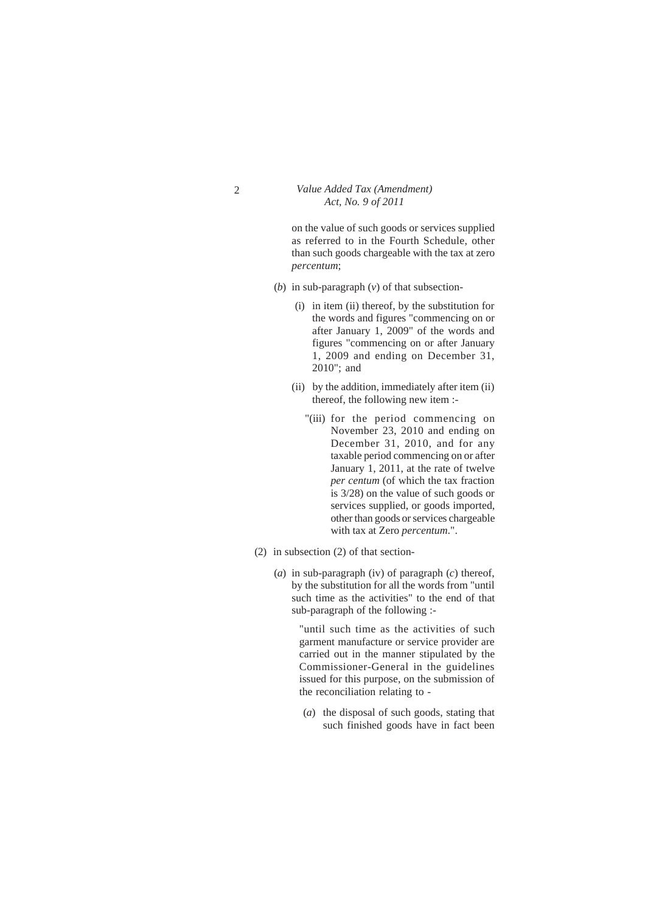on the value of such goods or services supplied as referred to in the Fourth Schedule, other than such goods chargeable with the tax at zero *percentum*;

(*b*) in sub-paragraph (*v*) of that subsection-

(i) in item (ii) thereof, by the substitution for the words and figures "commencing on or after January 1, 2009" of the words and figures "commencing on or after January 1, 2009 and ending on December 31, 2010"; and

(ii) by the addition, immediately after item (ii) thereof, the following new item :-

"(iii) for the period commencing on November 23, 2010 and ending on December 31, 2010, and for any taxable period commencing on or after January 1, 2011, at the rate of twelve *per centum* (of which the tax fraction is 3/28) on the value of such goods or services supplied, or goods imported, other than goods or services chargeable with tax at Zero *percentum*.".

(2) in subsection (2) of that section-

(*a*) in sub-paragraph (iv) of paragraph (*c*) thereof, by the substitution for all the words from "until such time as the activities" to the end of that sub-paragraph of the following :-

"until such time as the activities of such garment manufacture or service provider are carried out in the manner stipulated by the Commissioner-General in the guidelines issued for this purpose, on the submission of the reconciliation relating to -

(*a*) the disposal of such goods, stating that such finished goods have in fact been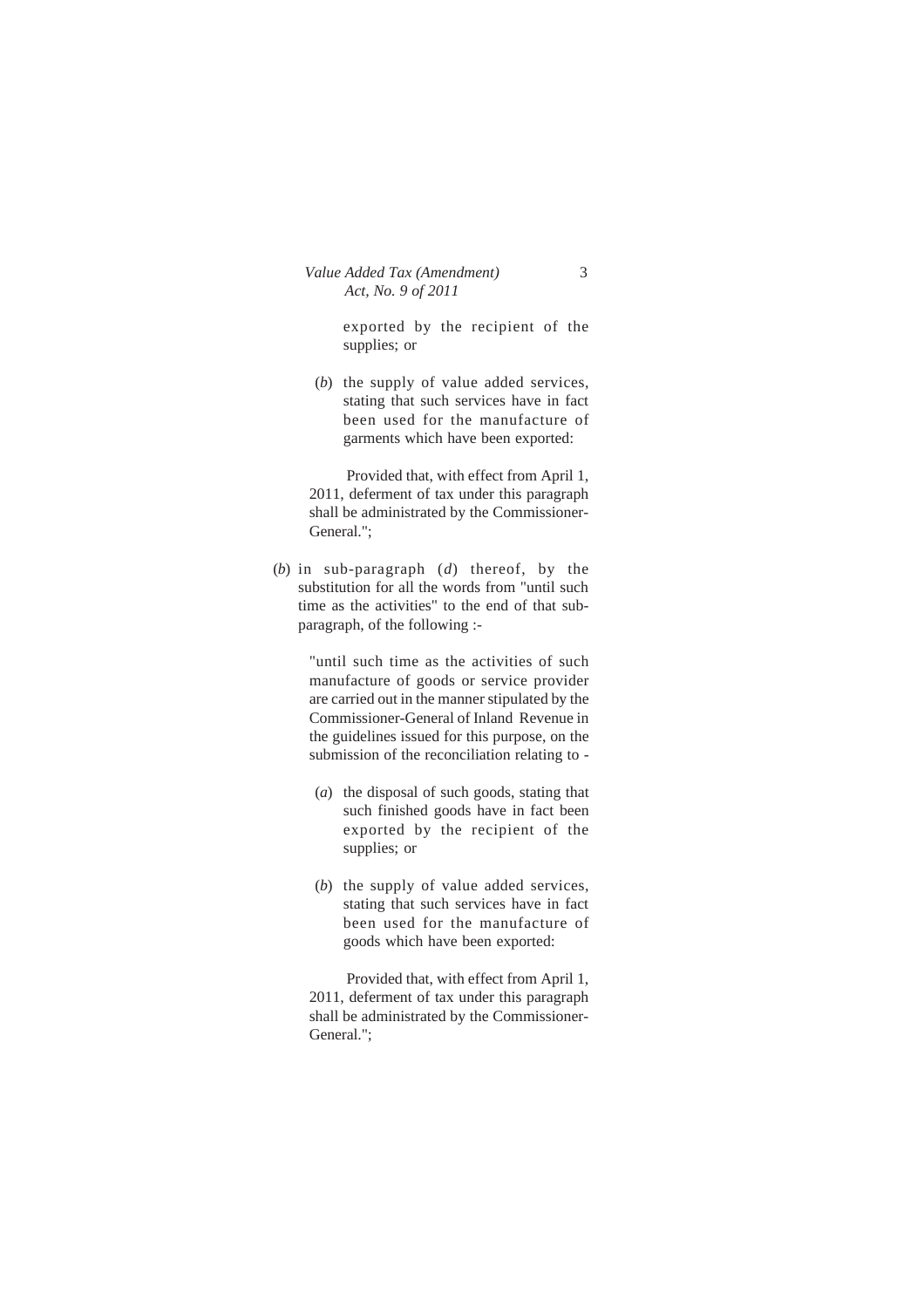exported by the recipient of the supplies; or

(*b*) the supply of value added services, stating that such services have in fact been used for the manufacture of garments which have been exported:

Provided that, with effect from April 1, 2011, deferment of tax under this paragraph shall be administrated by the Commissioner-General.";

(*b*) in sub-paragraph (*d*) thereof, by the substitution for all the words from "until such time as the activities" to the end of that sub-paragraph, of the following :-

"until such time as the activities of such manufacture of goods or service provider are carried out in the manner stipulated by the Commissioner-General of Inland Revenue in the guidelines issued for this purpose, on the submission of the reconciliation relating to -

(*a*) the disposal of such goods, stating that such finished goods have in fact been exported by the recipient of the supplies; or

(*b*) the supply of value added services, stating that such services have in fact been used for the manufacture of goods which have been exported:

Provided that, with effect from April 1, 2011, deferment of tax under this paragraph shall be administrated by the Commissioner-General.";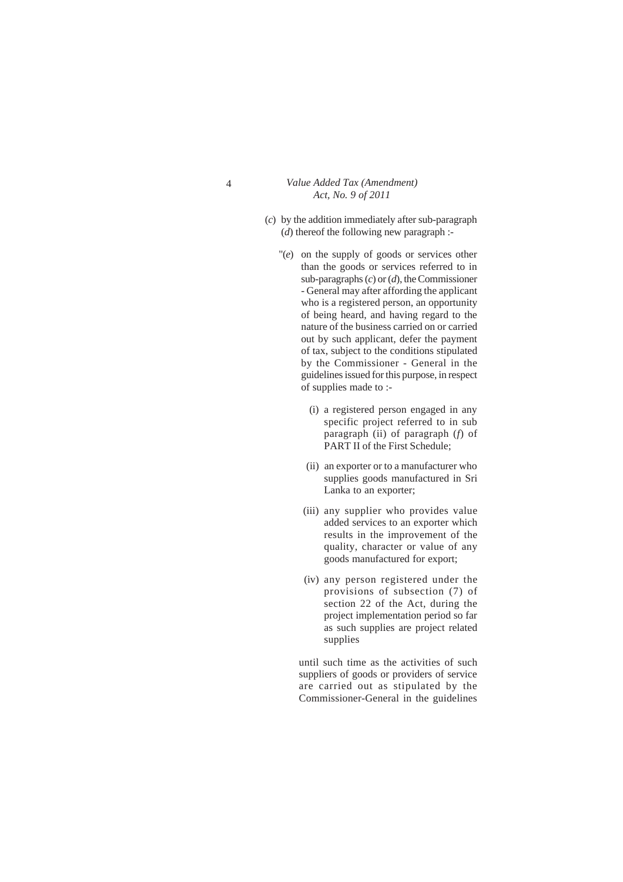(*c*) by the addition immediately after sub-paragraph (*d*) thereof the following new paragraph :-

"(*e*) on the supply of goods or services other than the goods or services referred to in sub-paragraphs (*c*) or (*d*), the Commissioner - General may after affording the applicant who is a registered person, an opportunity of being heard, and having regard to the nature of the business carried on or carried out by such applicant, defer the payment of tax, subject to the conditions stipulated by the Commissioner - General in the guidelines issued for this purpose, in respect of supplies made to :-

(i) a registered person engaged in any specific project referred to in sub paragraph (ii) of paragraph (*f*) of PART II of the First Schedule;

(ii) an exporter or to a manufacturer who supplies goods manufactured in Sri Lanka to an exporter;

(iii) any supplier who provides value added services to an exporter which results in the improvement of the quality, character or value of any goods manufactured for export;

(iv) any person registered under the provisions of subsection (7) of section 22 of the Act, during the project implementation period so far as such supplies are project related supplies

until such time as the activities of such suppliers of goods or providers of service are carried out as stipulated by the Commissioner-General in the guidelines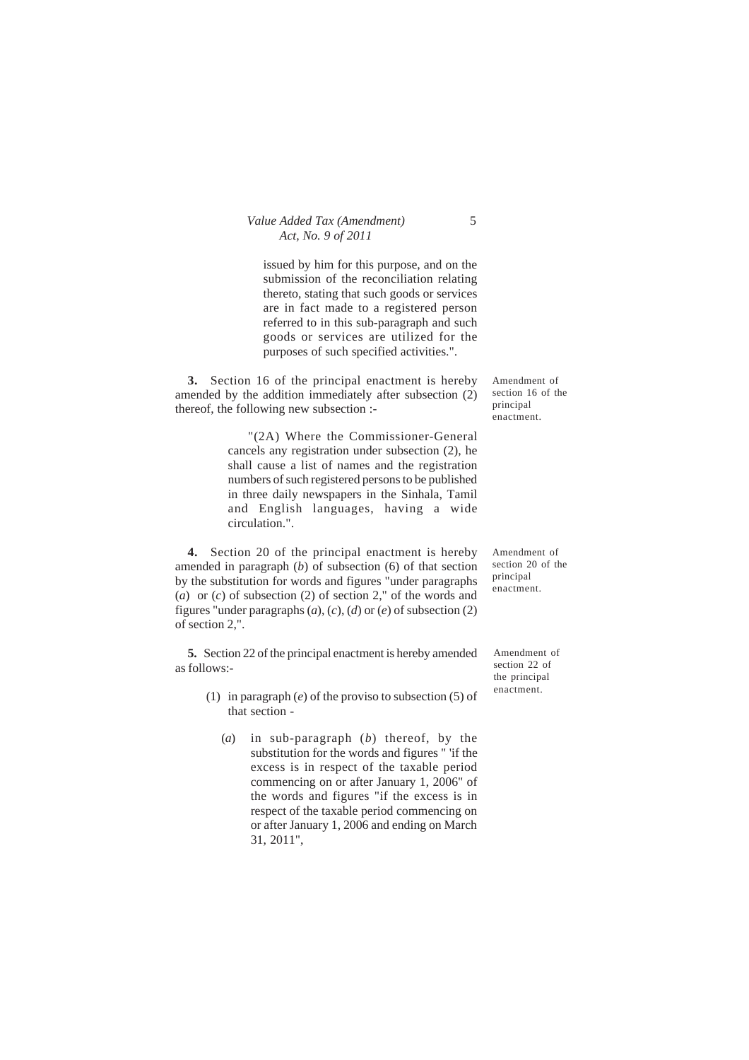issued by him for this purpose, and on the submission of the reconciliation relating thereto, stating that such goods or services are in fact made to a registered person referred to in this sub-paragraph and such goods or services are utilized for the purposes of such specified activities.".

Amendment of section 16 of the principal enactment.

**3.** Section 16 of the principal enactment is hereby amended by the addition immediately after subsection (2) thereof, the following new subsection :-

> "(2A) Where the Commissioner-General cancels any registration under subsection (2), he shall cause a list of names and the registration numbers of such registered persons to be published in three daily newspapers in the Sinhala, Tamil and English languages, having a wide circulation.".

Amendment of section 20 of the principal enactment.

**4.** Section 20 of the principal enactment is hereby amended in paragraph (*b*) of subsection (6) of that section by the substitution for words and figures "under paragraphs (*a*) or (*c*) of subsection (2) of section 2," of the words and figures "under paragraphs (*a*), (*c*), (*d*) or (*e*) of subsection (2) of section 2,".

Amendment of section 22 of the principal enactment.

**5.** Section 22 of the principal enactment is hereby amended as follows:-

(1) in paragraph (*e*) of the proviso to subsection (5) of that section -

(*a*) in sub-paragraph (*b*) thereof, by the substitution for the words and figures " 'if the excess is in respect of the taxable period commencing on or after January 1, 2006" of the words and figures "if the excess is in respect of the taxable period commencing on or after January 1, 2006 and ending on March 31, 2011",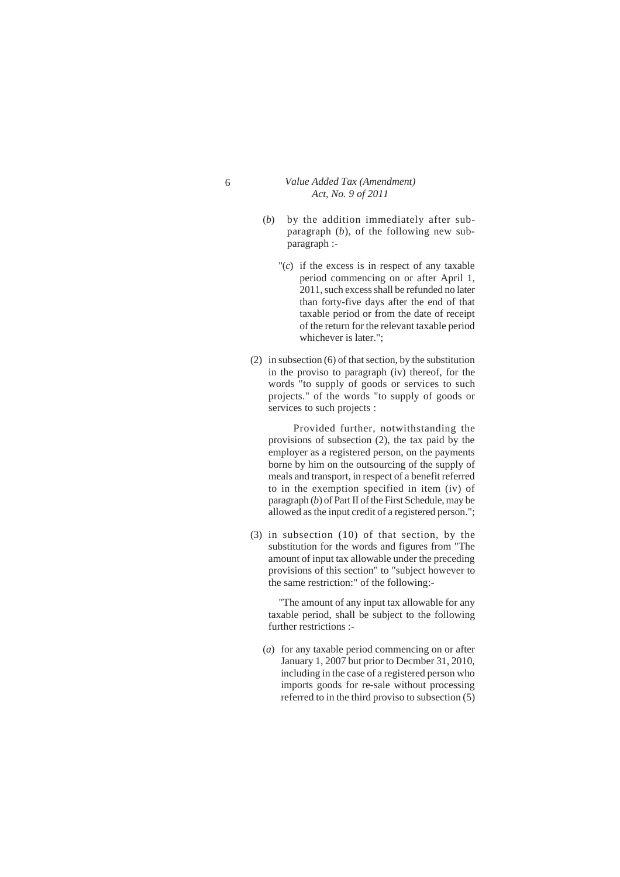(*b*) by the addition immediately after sub-paragraph (*b*), of the following new sub-paragraph :-

"(*c*) if the excess is in respect of any taxable period commencing on or after April 1, 2011, such excess shall be refunded no later than forty-five days after the end of that taxable period or from the date of receipt of the return for the relevant taxable period whichever is later.";

(2) in subsection (6) of that section, by the substitution in the proviso to paragraph (iv) thereof, for the words "to supply of goods or services to such projects." of the words "to supply of goods or services to such projects :

Provided further, notwithstanding the provisions of subsection (2), the tax paid by the employer as a registered person, on the payments borne by him on the outsourcing of the supply of meals and transport, in respect of a benefit referred to in the exemption specified in item (iv) of paragraph (*b*) of Part II of the First Schedule, may be allowed as the input credit of a registered person.";

(3) in subsection (10) of that section, by the substitution for the words and figures from "The amount of input tax allowable under the preceding provisions of this section" to "subject however to the same restriction:" of the following:-

"The amount of any input tax allowable for any taxable period, shall be subject to the following further restrictions :-

(*a*) for any taxable period commencing on or after January 1, 2007 but prior to Decmber 31, 2010, including in the case of a registered person who imports goods for re-sale without processing referred to in the third proviso to subsection (5)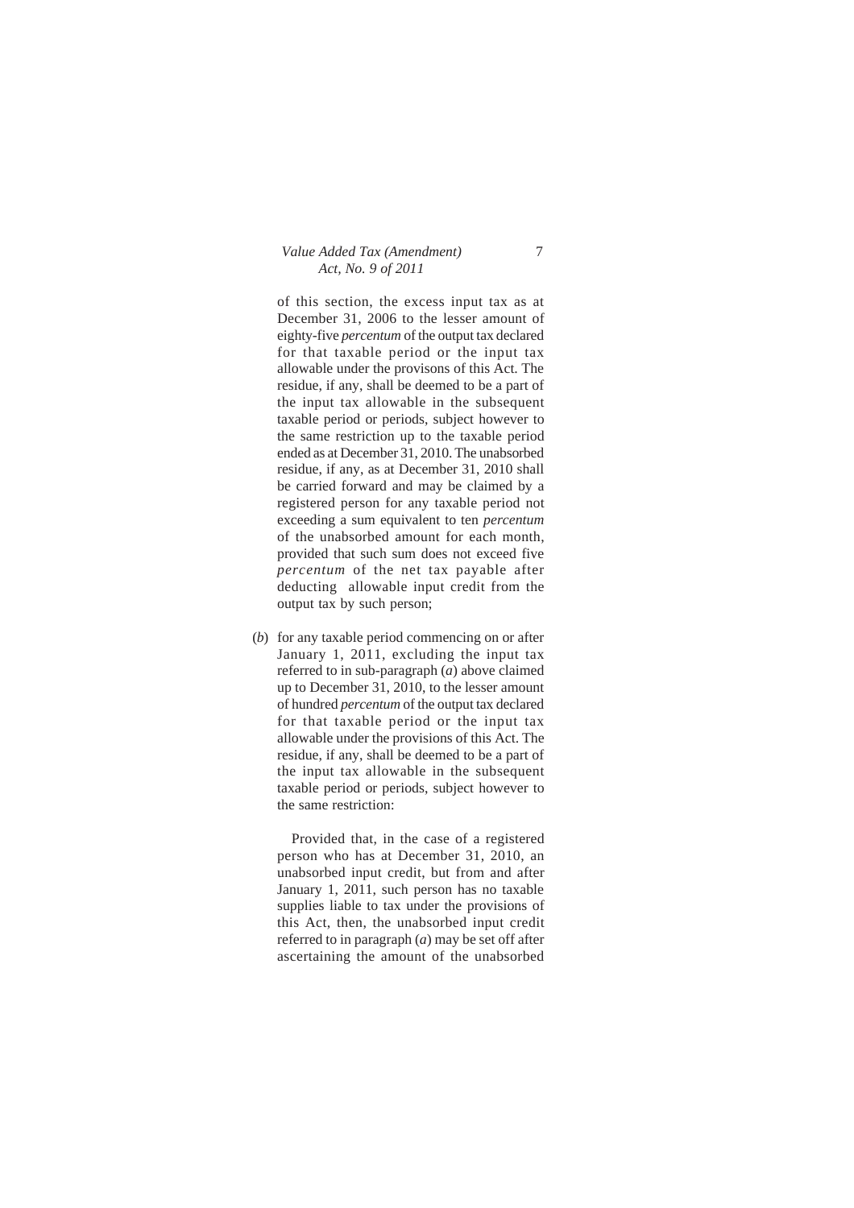of this section, the excess input tax as at December 31, 2006 to the lesser amount of eighty-five *percentum* of the output tax declared for that taxable period or the input tax allowable under the provisons of this Act. The residue, if any, shall be deemed to be a part of the input tax allowable in the subsequent taxable period or periods, subject however to the same restriction up to the taxable period ended as at December 31, 2010. The unabsorbed residue, if any, as at December 31, 2010 shall be carried forward and may be claimed by a registered person for any taxable period not exceeding a sum equivalent to ten *percentum* of the unabsorbed amount for each month, provided that such sum does not exceed five *percentum* of the net tax payable after deducting allowable input credit from the output tax by such person;

(*b*) for any taxable period commencing on or after January 1, 2011, excluding the input tax referred to in sub-paragraph (*a*) above claimed up to December 31, 2010, to the lesser amount of hundred *percentum* of the output tax declared for that taxable period or the input tax allowable under the provisions of this Act. The residue, if any, shall be deemed to be a part of the input tax allowable in the subsequent taxable period or periods, subject however to the same restriction:

Provided that, in the case of a registered person who has at December 31, 2010, an unabsorbed input credit, but from and after January 1, 2011, such person has no taxable supplies liable to tax under the provisions of this Act, then, the unabsorbed input credit referred to in paragraph (*a*) may be set off after ascertaining the amount of the unabsorbed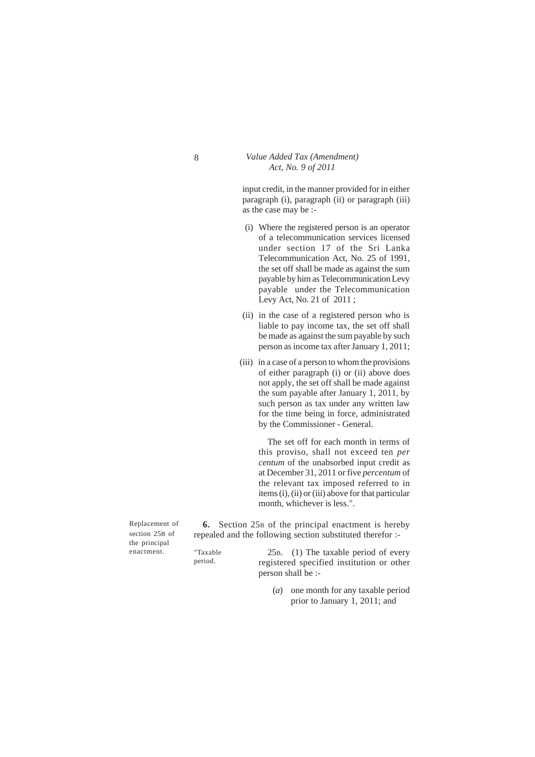input credit, in the manner provided for in either paragraph (i), paragraph (ii) or paragraph (iii) as the case may be :-

(i) Where the registered person is an operator of a telecommunication services licensed under section 17 of the Sri Lanka Telecommunication Act, No. 25 of 1991, the set off shall be made as against the sum payable by him as Telecommunication Levy payable under the Telecommunication Levy Act, No. 21 of 2011 ;

(ii) in the case of a registered person who is liable to pay income tax, the set off shall be made as against the sum payable by such person as income tax after January 1, 2011;

(iii) in a case of a person to whom the provisions of either paragraph (i) or (ii) above does not apply, the set off shall be made against the sum payable after January 1, 2011, by such person as tax under any written law for the time being in force, administrated by the Commissioner - General.

The set off for each month in terms of this proviso, shall not exceed ten *per centum* of the unabsorbed input credit as at December 31, 2011 or five *percentum* of the relevant tax imposed referred to in items (i), (ii) or (iii) above for that particular month, whichever is less.".

Replacement of section 25B of the principal enactment.

**6.** Section 25B of the principal enactment is hereby repealed and the following section substituted therefor :-

"Taxable period.

25B. (1) The taxable period of every registered specified institution or other person shall be :-

(*a*) one month for any taxable period prior to January 1, 2011; and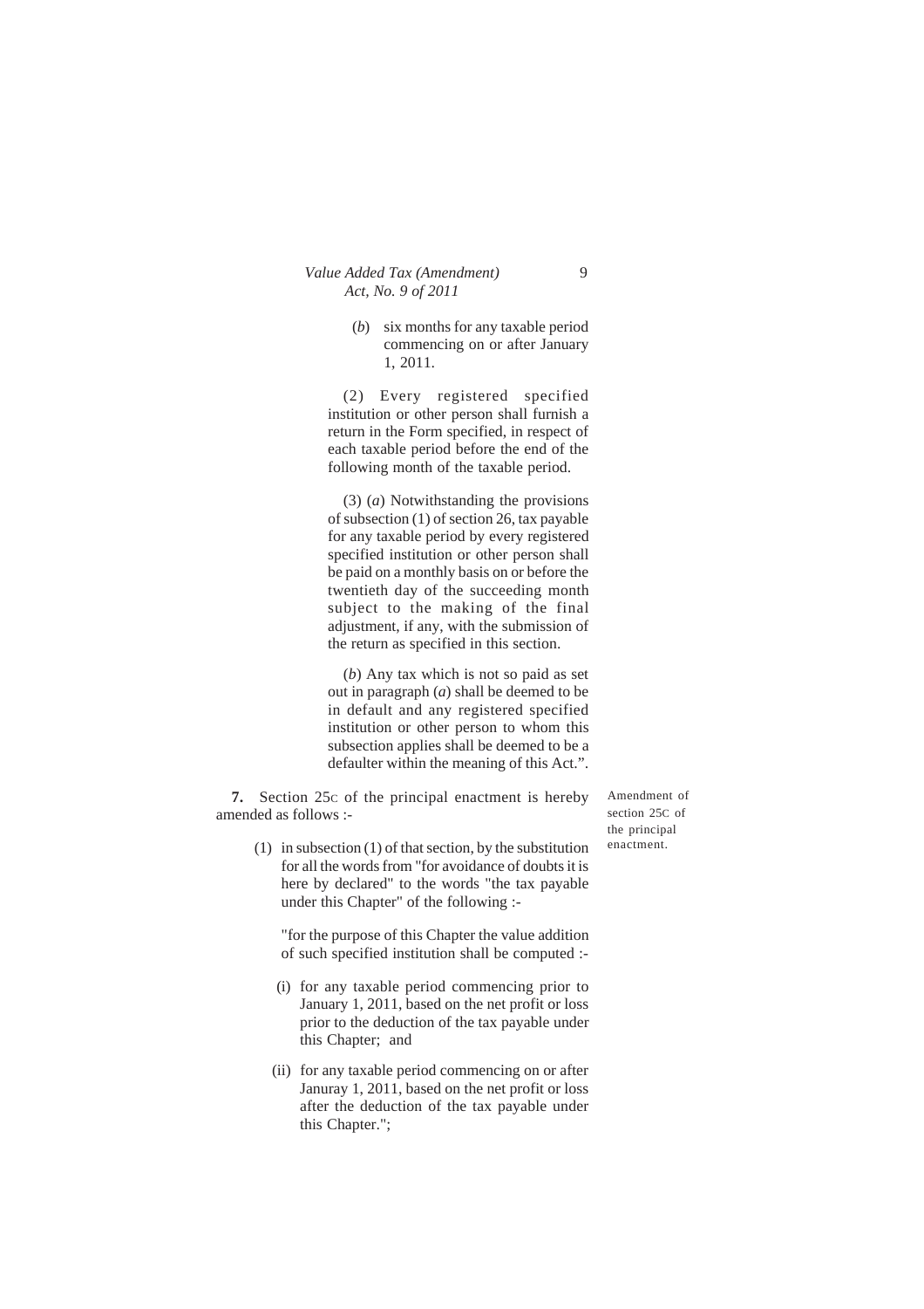(*b*) six months for any taxable period commencing on or after January 1, 2011.

(2) Every registered specified institution or other person shall furnish a return in the Form specified, in respect of each taxable period before the end of the following month of the taxable period.

(3) (*a*) Notwithstanding the provisions of subsection (1) of section 26, tax payable for any taxable period by every registered specified institution or other person shall be paid on a monthly basis on or before the twentieth day of the succeeding month subject to the making of the final adjustment, if any, with the submission of the return as specified in this section.

(*b*) Any tax which is not so paid as set out in paragraph (*a*) shall be deemed to be in default and any registered specified institution or other person to whom this subsection applies shall be deemed to be a defaulter within the meaning of this Act.".

Amendment of section 25C of the principal enactment.

**7.** Section 25C of the principal enactment is hereby amended as follows :-

(1) in subsection (1) of that section, by the substitution for all the words from "for avoidance of doubts it is here by declared" to the words "the tax payable under this Chapter" of the following :-

"for the purpose of this Chapter the value addition of such specified institution shall be computed :-

(i) for any taxable period commencing prior to January 1, 2011, based on the net profit or loss prior to the deduction of the tax payable under this Chapter; and

(ii) for any taxable period commencing on or after Januray 1, 2011, based on the net profit or loss after the deduction of the tax payable under this Chapter.";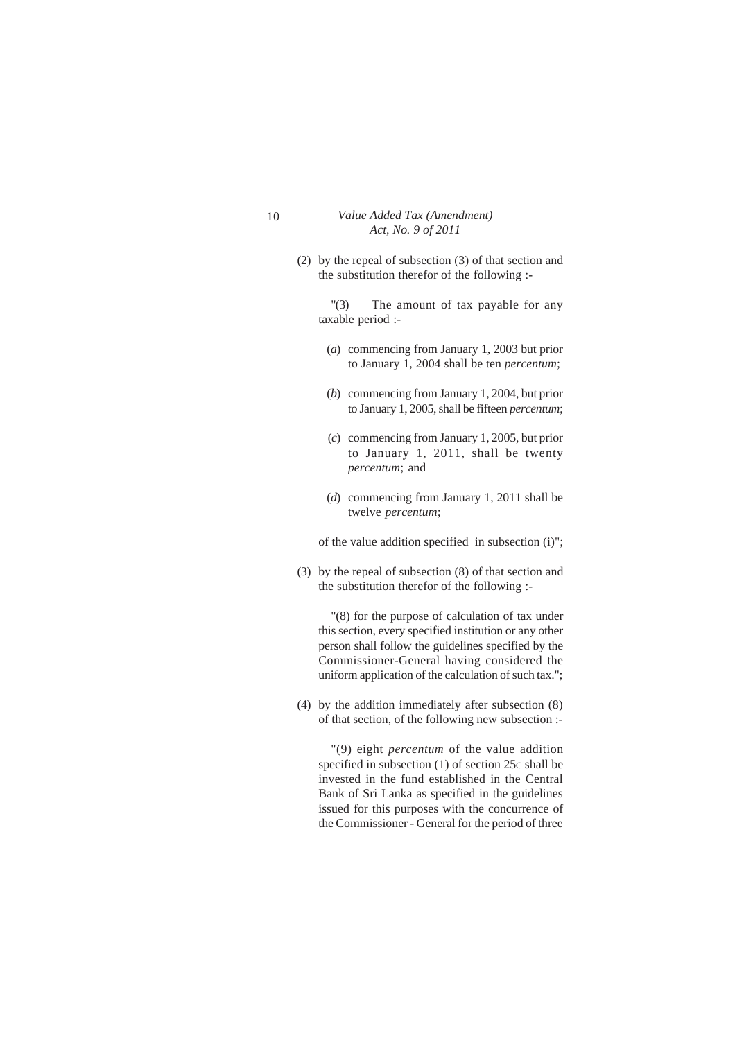(2) by the repeal of subsection (3) of that section and the substitution therefor of the following :-

"(3) The amount of tax payable for any taxable period :-

(*a*) commencing from January 1, 2003 but prior to January 1, 2004 shall be ten *percentum*;

(*b*) commencing from January 1, 2004, but prior to January 1, 2005, shall be fifteen *percentum*;

(*c*) commencing from January 1, 2005, but prior to January 1, 2011, shall be twenty *percentum*; and

(*d*) commencing from January 1, 2011 shall be twelve *percentum*;

of the value addition specified in subsection (i)";

(3) by the repeal of subsection (8) of that section and the substitution therefor of the following :-

"(8) for the purpose of calculation of tax under this section, every specified institution or any other person shall follow the guidelines specified by the Commissioner-General having considered the uniform application of the calculation of such tax.";

(4) by the addition immediately after subsection (8) of that section, of the following new subsection :-

"(9) eight *percentum* of the value addition specified in subsection (1) of section 25C shall be invested in the fund established in the Central Bank of Sri Lanka as specified in the guidelines issued for this purposes with the concurrence of the Commissioner - General for the period of three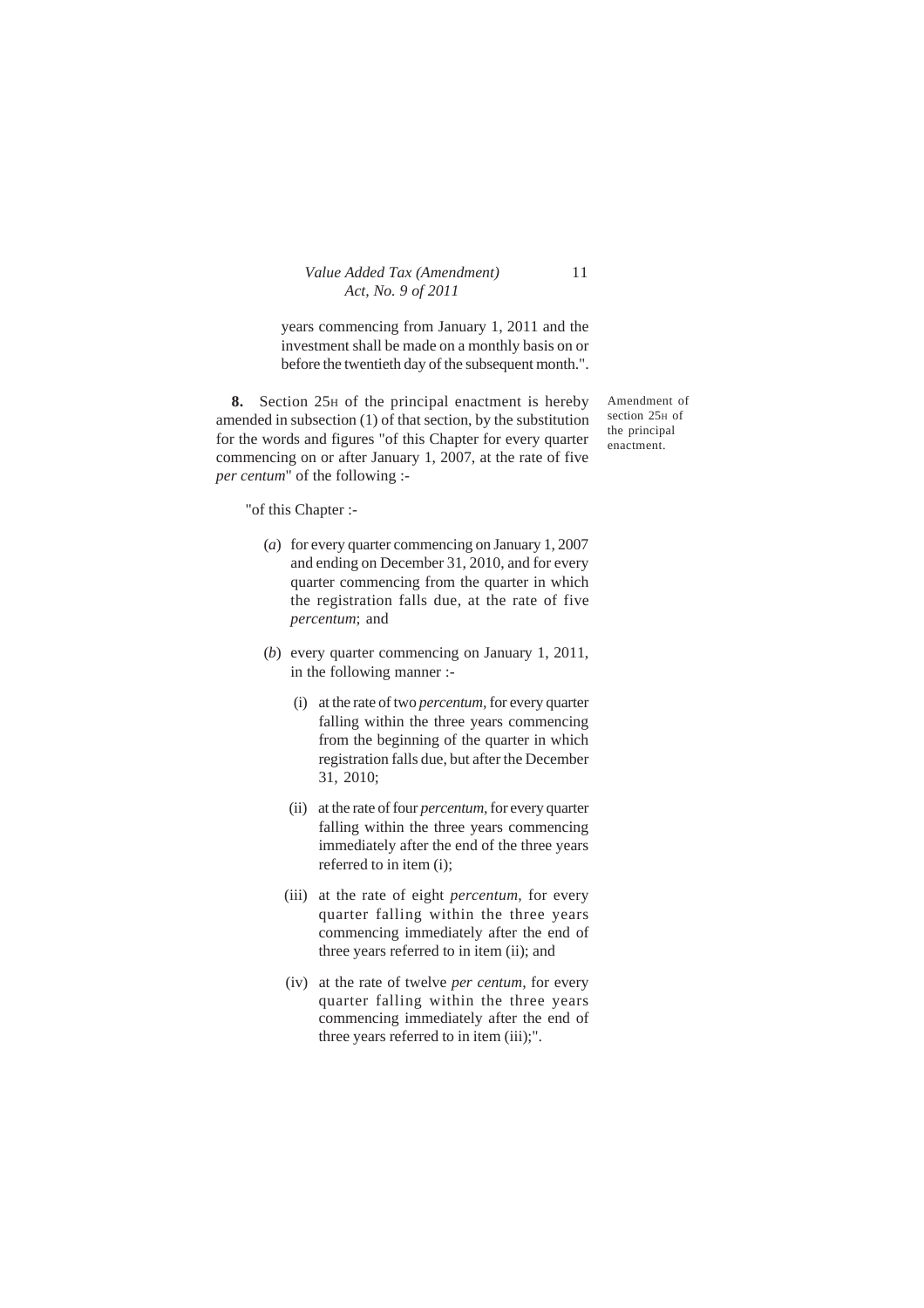years commencing from January 1, 2011 and the investment shall be made on a monthly basis on or before the twentieth day of the subsequent month.".

Amendment of section 25H of the principal enactment.

**8.** Section 25H of the principal enactment is hereby amended in subsection (1) of that section, by the substitution for the words and figures "of this Chapter for every quarter commencing on or after January 1, 2007, at the rate of five *per centum*" of the following :-

"of this Chapter :-

(*a*) for every quarter commencing on January 1, 2007 and ending on December 31, 2010, and for every quarter commencing from the quarter in which the registration falls due, at the rate of five *percentum*; and

(*b*) every quarter commencing on January 1, 2011, in the following manner :-

(i) at the rate of two *percentum*, for every quarter falling within the three years commencing from the beginning of the quarter in which registration falls due, but after the December 31, 2010;

(ii) at the rate of four *percentum*, for every quarter falling within the three years commencing immediately after the end of the three years referred to in item (i);

(iii) at the rate of eight *percentum*, for every quarter falling within the three years commencing immediately after the end of three years referred to in item (ii); and

(iv) at the rate of twelve *per centum*, for every quarter falling within the three years commencing immediately after the end of three years referred to in item (iii);".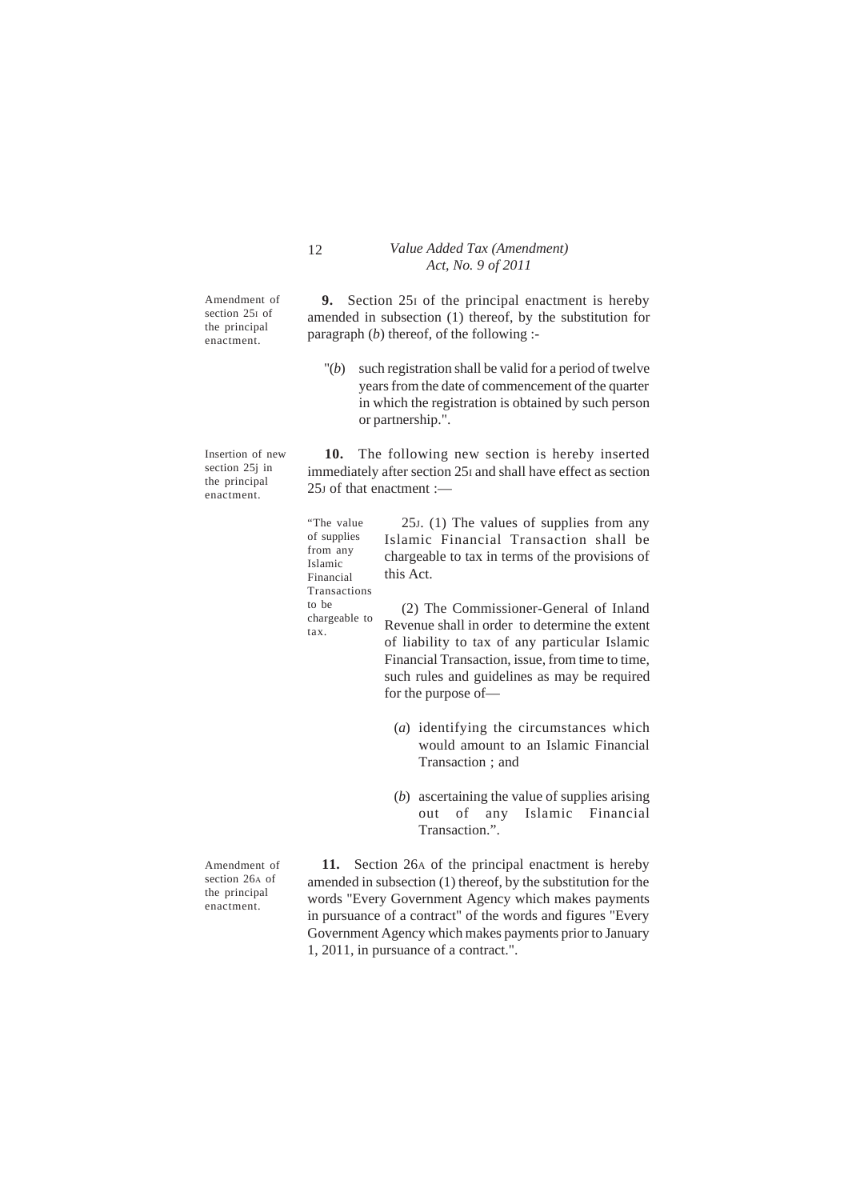Amendment of section 25I of the principal enactment.

**9.** Section 25I of the principal enactment is hereby amended in subsection (1) thereof, by the substitution for paragraph (*b*) thereof, of the following :-

> "(*b*) such registration shall be valid for a period of twelve years from the date of commencement of the quarter in which the registration is obtained by such person or partnership.".

Insertion of new section 25j in the principal enactment.

**10.** The following new section is hereby inserted immediately after section 25I and shall have effect as section 25J of that enactment :—

"The value of supplies from any Islamic Financial Transactions to be chargeable to tax.

> 25J. (1) The values of supplies from any Islamic Financial Transaction shall be chargeable to tax in terms of the provisions of this Act.
>
> (2) The Commissioner-General of Inland Revenue shall in order to determine the extent of liability to tax of any particular Islamic Financial Transaction, issue, from time to time, such rules and guidelines as may be required for the purpose of—
>
> (*a*) identifying the circumstances which would amount to an Islamic Financial Transaction ; and
>
> (*b*) ascertaining the value of supplies arising out of any Islamic Financial Transaction.".

Amendment of section 26A of the principal enactment.

**11.** Section 26A of the principal enactment is hereby amended in subsection (1) thereof, by the substitution for the words "Every Government Agency which makes payments in pursuance of a contract" of the words and figures "Every Government Agency which makes payments prior to January 1, 2011, in pursuance of a contract.".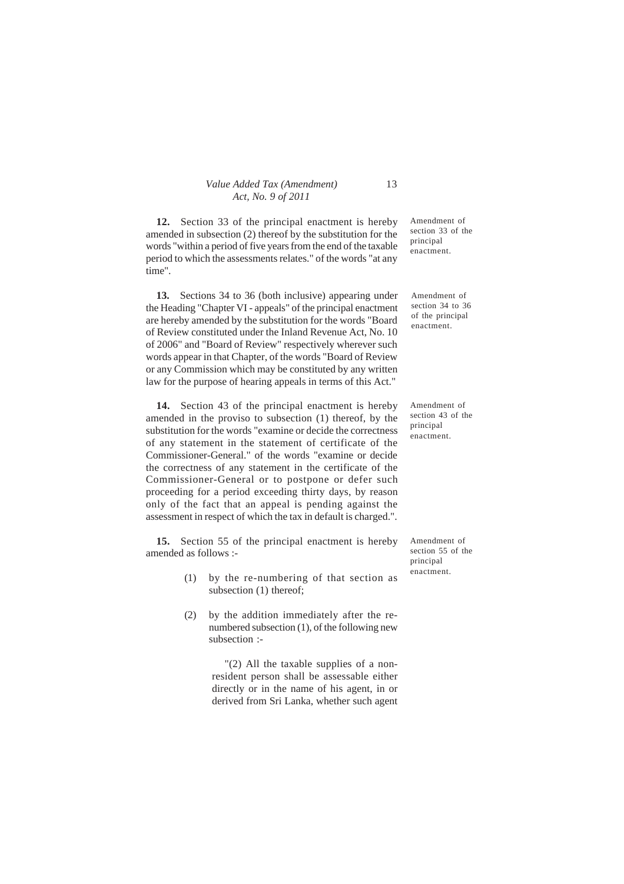**12.** Section 33 of the principal enactment is hereby amended in subsection (2) thereof by the substitution for the words "within a period of five years from the end of the taxable period to which the assessments relates." of the words "at any time".

Amendment of section 33 of the principal enactment.

**13.** Sections 34 to 36 (both inclusive) appearing under the Heading "Chapter VI - appeals" of the principal enactment are hereby amended by the substitution for the words "Board of Review constituted under the Inland Revenue Act, No. 10 of 2006" and "Board of Review" respectively wherever such words appear in that Chapter, of the words "Board of Review or any Commission which may be constituted by any written law for the purpose of hearing appeals in terms of this Act."

Amendment of section 34 to 36 of the principal enactment.

**14.** Section 43 of the principal enactment is hereby amended in the proviso to subsection (1) thereof, by the substitution for the words "examine or decide the correctness of any statement in the statement of certificate of the Commissioner-General." of the words "examine or decide the correctness of any statement in the certificate of the Commissioner-General or to postpone or defer such proceeding for a period exceeding thirty days, by reason only of the fact that an appeal is pending against the assessment in respect of which the tax in default is charged.".

Amendment of section 43 of the principal enactment.

**15.** Section 55 of the principal enactment is hereby amended as follows :-

Amendment of section 55 of the principal enactment.

(1) by the re-numbering of that section as subsection (1) thereof;

(2) by the addition immediately after the re-numbered subsection (1), of the following new subsection :-

"(2) All the taxable supplies of a non-resident person shall be assessable either directly or in the name of his agent, in or derived from Sri Lanka, whether such agent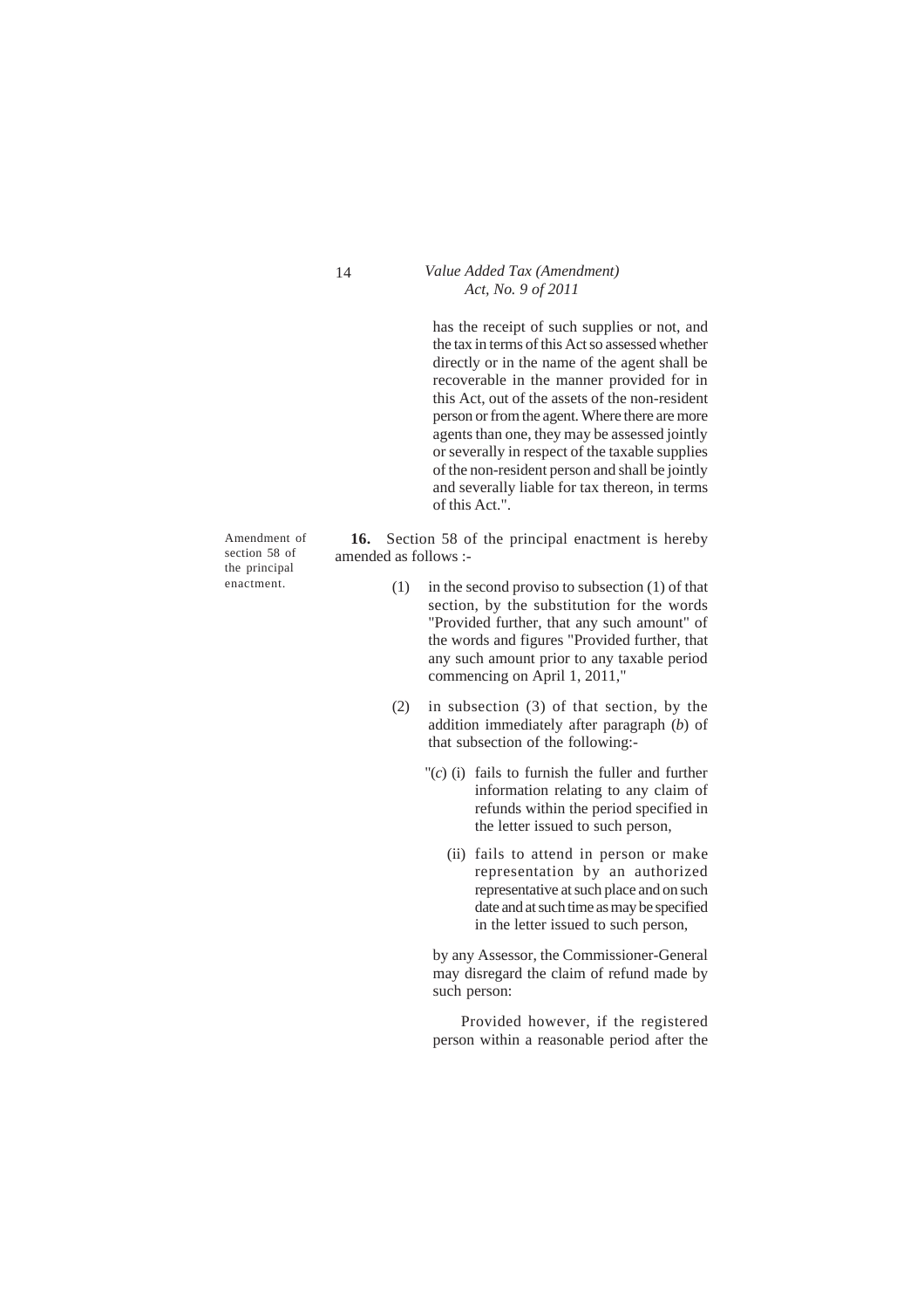has the receipt of such supplies or not, and the tax in terms of this Act so assessed whether directly or in the name of the agent shall be recoverable in the manner provided for in this Act, out of the assets of the non-resident person or from the agent. Where there are more agents than one, they may be assessed jointly or severally in respect of the taxable supplies of the non-resident person and shall be jointly and severally liable for tax thereon, in terms of this Act.".

Amendment of section 58 of the principal enactment.

**16.** Section 58 of the principal enactment is hereby amended as follows :-

(1) in the second proviso to subsection (1) of that section, by the substitution for the words "Provided further, that any such amount" of the words and figures "Provided further, that any such amount prior to any taxable period commencing on April 1, 2011,"

(2) in subsection (3) of that section, by the addition immediately after paragraph (*b*) of that subsection of the following:-

"(*c*) (i) fails to furnish the fuller and further information relating to any claim of refunds within the period specified in the letter issued to such person,

(ii) fails to attend in person or make representation by an authorized representative at such place and on such date and at such time as may be specified in the letter issued to such person,

by any Assessor, the Commissioner-General may disregard the claim of refund made by such person:

Provided however, if the registered person within a reasonable period after the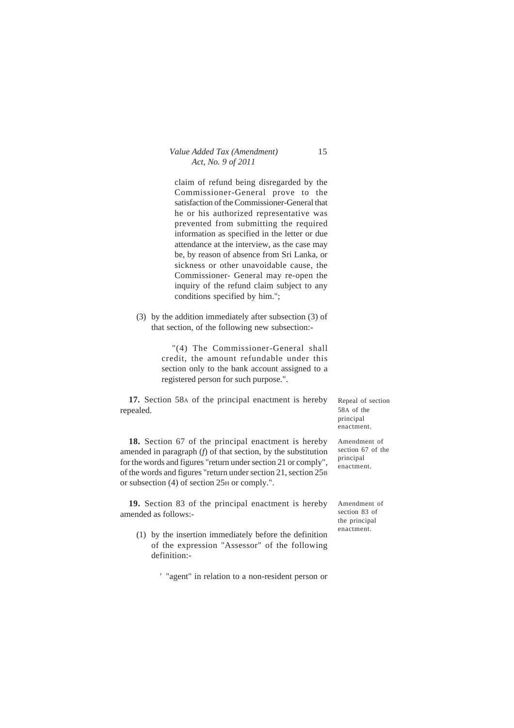claim of refund being disregarded by the Commissioner-General prove to the satisfaction of the Commissioner-General that he or his authorized representative was prevented from submitting the required information as specified in the letter or due attendance at the interview, as the case may be, by reason of absence from Sri Lanka, or sickness or other unavoidable cause, the Commissioner- General may re-open the inquiry of the refund claim subject to any conditions specified by him.";

(3) by the addition immediately after subsection (3) of that section, of the following new subsection:-

"(4) The Commissioner-General shall credit, the amount refundable under this section only to the bank account assigned to a registered person for such purpose.".

*Repeal of section 58A of the principal enactment.*

**17.** Section 58A of the principal enactment is hereby repealed.

*Amendment of section 67 of the principal enactment.*

**18.** Section 67 of the principal enactment is hereby amended in paragraph (*f*) of that section, by the substitution for the words and figures "return under section 21 or comply", of the words and figures "return under section 21, section 25B or subsection (4) of section 25H or comply.".

*Amendment of section 83 of the principal enactment.*

**19.** Section 83 of the principal enactment is hereby amended as follows:-

(1) by the insertion immediately before the definition of the expression "Assessor" of the following definition:-

' "agent" in relation to a non-resident person or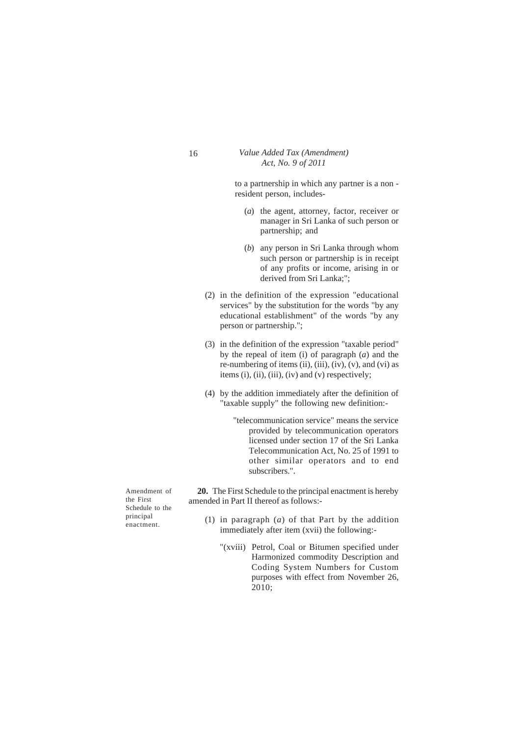to a partnership in which any partner is a non - resident person, includes-

(*a*) the agent, attorney, factor, receiver or manager in Sri Lanka of such person or partnership; and

(*b*) any person in Sri Lanka through whom such person or partnership is in receipt of any profits or income, arising in or derived from Sri Lanka;";

(2) in the definition of the expression "educational services" by the substitution for the words "by any educational establishment" of the words "by any person or partnership.";

(3) in the definition of the expression "taxable period" by the repeal of item (i) of paragraph (*a*) and the re-numbering of items (ii), (iii), (iv), (v), and (vi) as items (i), (ii), (iii), (iv) and (v) respectively;

(4) by the addition immediately after the definition of "taxable supply" the following new definition:-

"telecommunication service" means the service provided by telecommunication operators licensed under section 17 of the Sri Lanka Telecommunication Act, No. 25 of 1991 to other similar operators and to end subscribers.".

Amendment of the First Schedule to the principal enactment.

**20.** The First Schedule to the principal enactment is hereby amended in Part II thereof as follows:-

(1) in paragraph (*a*) of that Part by the addition immediately after item (xvii) the following:-

"(xviii) Petrol, Coal or Bitumen specified under Harmonized commodity Description and Coding System Numbers for Custom purposes with effect from November 26, 2010;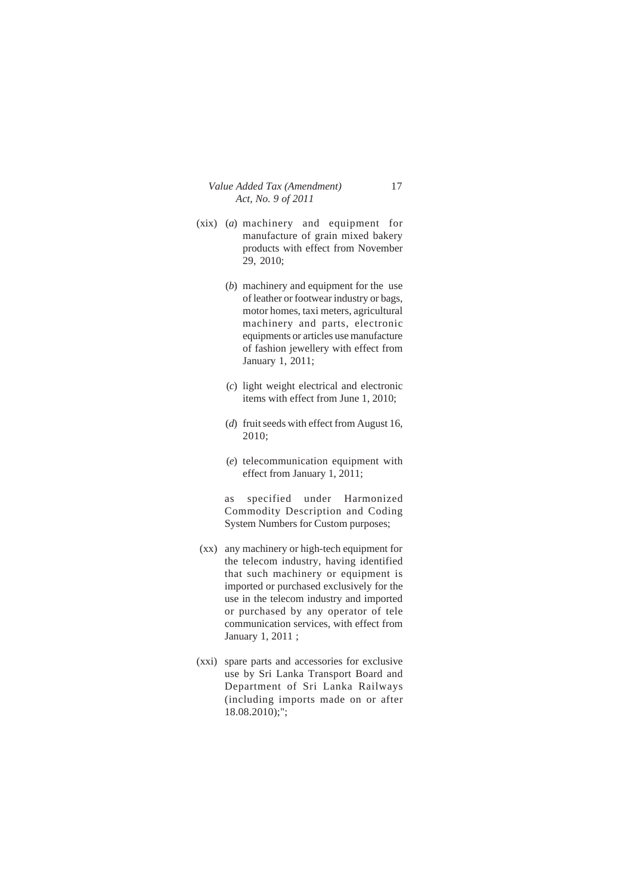(xix) (*a*) machinery and equipment for manufacture of grain mixed bakery products with effect from November 29, 2010;

(*b*) machinery and equipment for the use of leather or footwear industry or bags, motor homes, taxi meters, agricultural machinery and parts, electronic equipments or articles use manufacture of fashion jewellery with effect from January 1, 2011;

(*c*) light weight electrical and electronic items with effect from June 1, 2010;

(*d*) fruit seeds with effect from August 16, 2010;

(*e*) telecommunication equipment with effect from January 1, 2011;

as specified under Harmonized Commodity Description and Coding System Numbers for Custom purposes;

(xx) any machinery or high-tech equipment for the telecom industry, having identified that such machinery or equipment is imported or purchased exclusively for the use in the telecom industry and imported or purchased by any operator of tele communication services, with effect from January 1, 2011 ;

(xxi) spare parts and accessories for exclusive use by Sri Lanka Transport Board and Department of Sri Lanka Railways (including imports made on or after 18.08.2010);";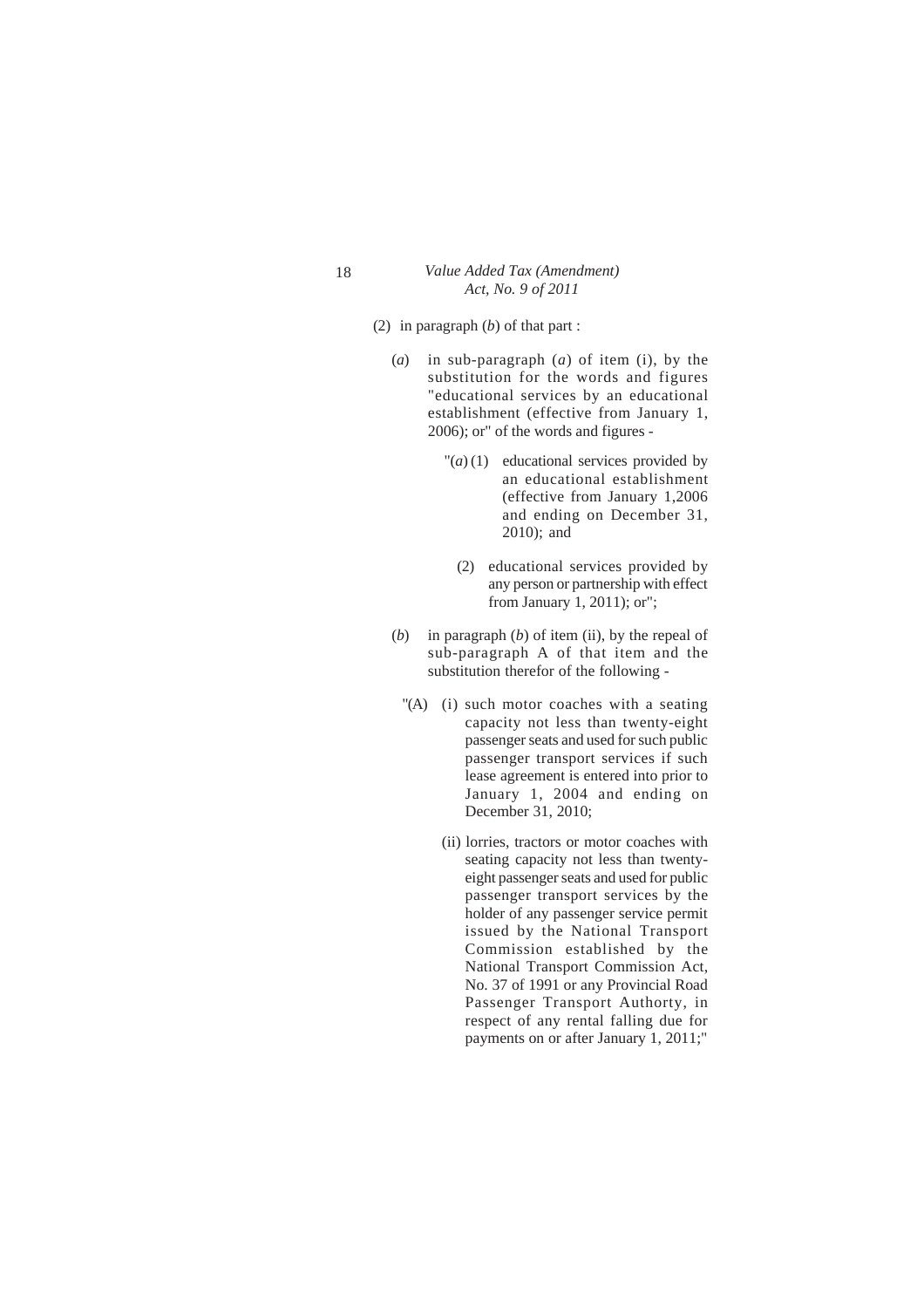(2) in paragraph (*b*) of that part :

(*a*) in sub-paragraph (*a*) of item (i), by the substitution for the words and figures "educational services by an educational establishment (effective from January 1, 2006); or" of the words and figures -

"(*a*) (1) educational services provided by an educational establishment (effective from January 1,2006 and ending on December 31, 2010); and

(2) educational services provided by any person or partnership with effect from January 1, 2011); or";

(*b*) in paragraph (*b*) of item (ii), by the repeal of sub-paragraph A of that item and the substitution therefor of the following -

"(A) (i) such motor coaches with a seating capacity not less than twenty-eight passenger seats and used for such public passenger transport services if such lease agreement is entered into prior to January 1, 2004 and ending on December 31, 2010;

(ii) lorries, tractors or motor coaches with seating capacity not less than twenty-eight passenger seats and used for public passenger transport services by the holder of any passenger service permit issued by the National Transport Commission established by the National Transport Commission Act, No. 37 of 1991 or any Provincial Road Passenger Transport Authorty, in respect of any rental falling due for payments on or after January 1, 2011;"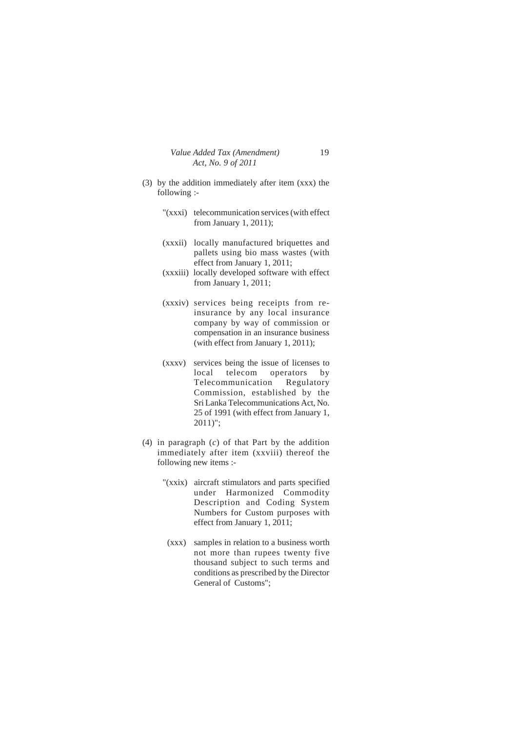(3) by the addition immediately after item (xxx) the following :-

"(xxxi) telecommunication services (with effect from January 1, 2011);

(xxxii) locally manufactured briquettes and pallets using bio mass wastes (with effect from January 1, 2011;

(xxxiii) locally developed software with effect from January 1, 2011;

(xxxiv) services being receipts from re-insurance by any local insurance company by way of commission or compensation in an insurance business (with effect from January 1, 2011);

(xxxv) services being the issue of licenses to local telecom operators by Telecommunication Regulatory Commission, established by the Sri Lanka Telecommunications Act, No. 25 of 1991 (with effect from January 1, 2011)";

(4) in paragraph (*c*) of that Part by the addition immediately after item (xxviii) thereof the following new items :-

"(xxix) aircraft stimulators and parts specified under Harmonized Commodity Description and Coding System Numbers for Custom purposes with effect from January 1, 2011;

(xxx) samples in relation to a business worth not more than rupees twenty five thousand subject to such terms and conditions as prescribed by the Director General of Customs";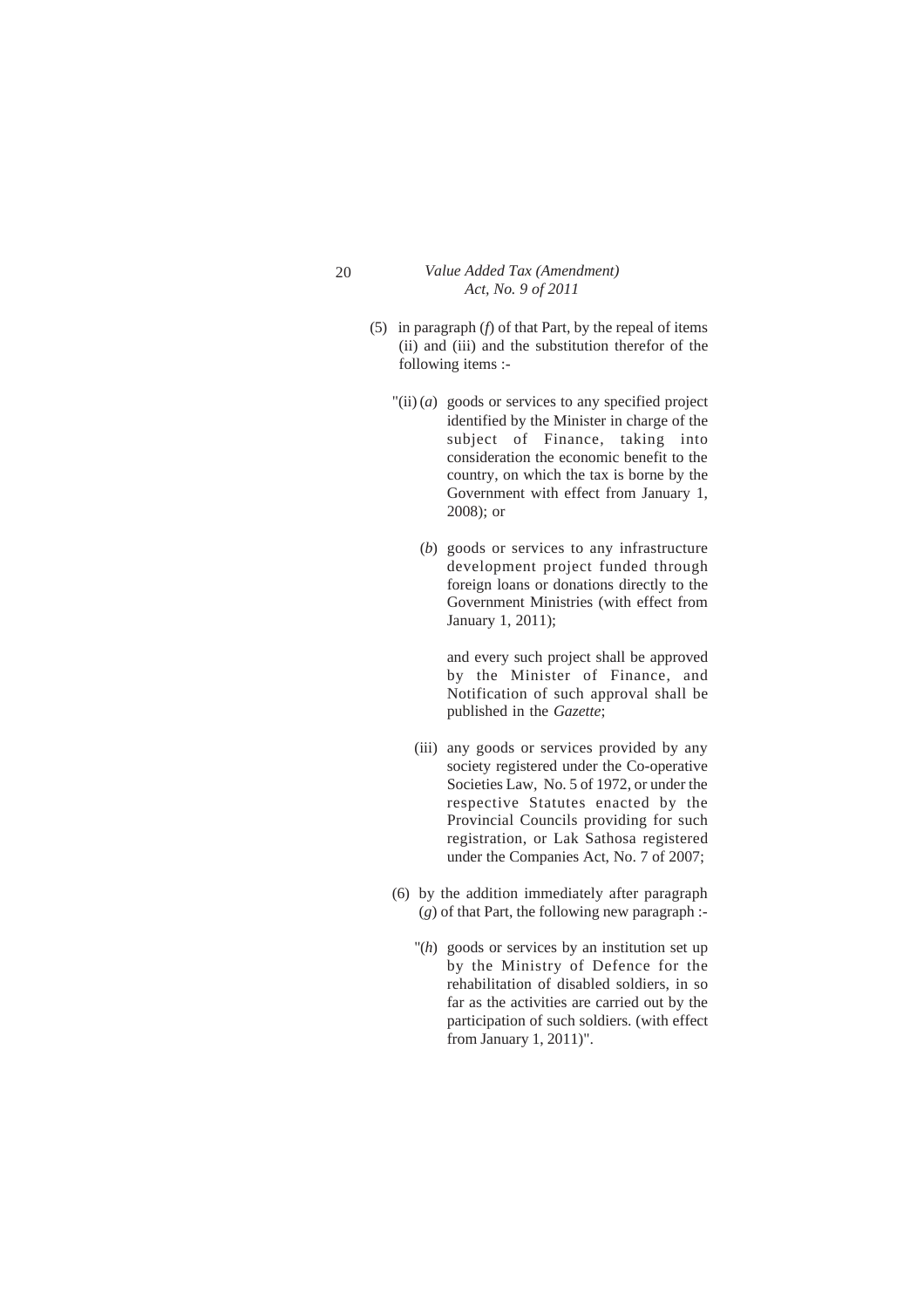(5) in paragraph (*f*) of that Part, by the repeal of items (ii) and (iii) and the substitution therefor of the following items :-

"(ii) (*a*) goods or services to any specified project identified by the Minister in charge of the subject of Finance, taking into consideration the economic benefit to the country, on which the tax is borne by the Government with effect from January 1, 2008); or

(*b*) goods or services to any infrastructure development project funded through foreign loans or donations directly to the Government Ministries (with effect from January 1, 2011);

and every such project shall be approved by the Minister of Finance, and Notification of such approval shall be published in the *Gazette*;

(iii) any goods or services provided by any society registered under the Co-operative Societies Law, No. 5 of 1972, or under the respective Statutes enacted by the Provincial Councils providing for such registration, or Lak Sathosa registered under the Companies Act, No. 7 of 2007;

(6) by the addition immediately after paragraph (*g*) of that Part, the following new paragraph :-

"(*h*) goods or services by an institution set up by the Ministry of Defence for the rehabilitation of disabled soldiers, in so far as the activities are carried out by the participation of such soldiers. (with effect from January 1, 2011)".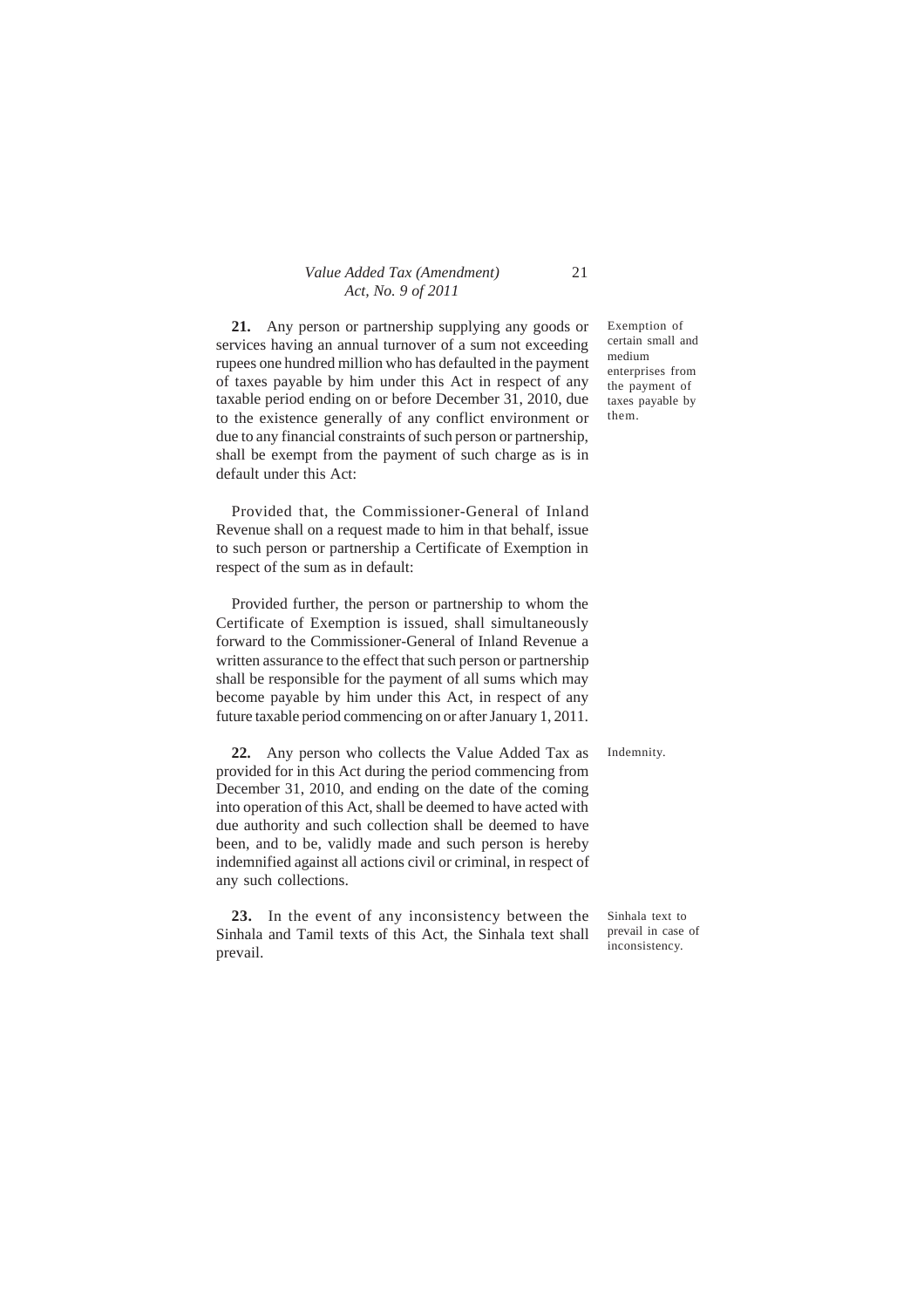**21.** Any person or partnership supplying any goods or services having an annual turnover of a sum not exceeding rupees one hundred million who has defaulted in the payment of taxes payable by him under this Act in respect of any taxable period ending on or before December 31, 2010, due to the existence generally of any conflict environment or due to any financial constraints of such person or partnership, shall be exempt from the payment of such charge as is in default under this Act:

*Exemption of certain small and medium enterprises from the payment of taxes payable by them.*

Provided that, the Commissioner-General of Inland Revenue shall on a request made to him in that behalf, issue to such person or partnership a Certificate of Exemption in respect of the sum as in default:

Provided further, the person or partnership to whom the Certificate of Exemption is issued, shall simultaneously forward to the Commissioner-General of Inland Revenue a written assurance to the effect that such person or partnership shall be responsible for the payment of all sums which may become payable by him under this Act, in respect of any future taxable period commencing on or after January 1, 2011.

**22.** Any person who collects the Value Added Tax as provided for in this Act during the period commencing from December 31, 2010, and ending on the date of the coming into operation of this Act, shall be deemed to have acted with due authority and such collection shall be deemed to have been, and to be, validly made and such person is hereby indemnified against all actions civil or criminal, in respect of any such collections.

*Indemnity.*

**23.** In the event of any inconsistency between the Sinhala and Tamil texts of this Act, the Sinhala text shall prevail.

*Sinhala text to prevail in case of inconsistency.*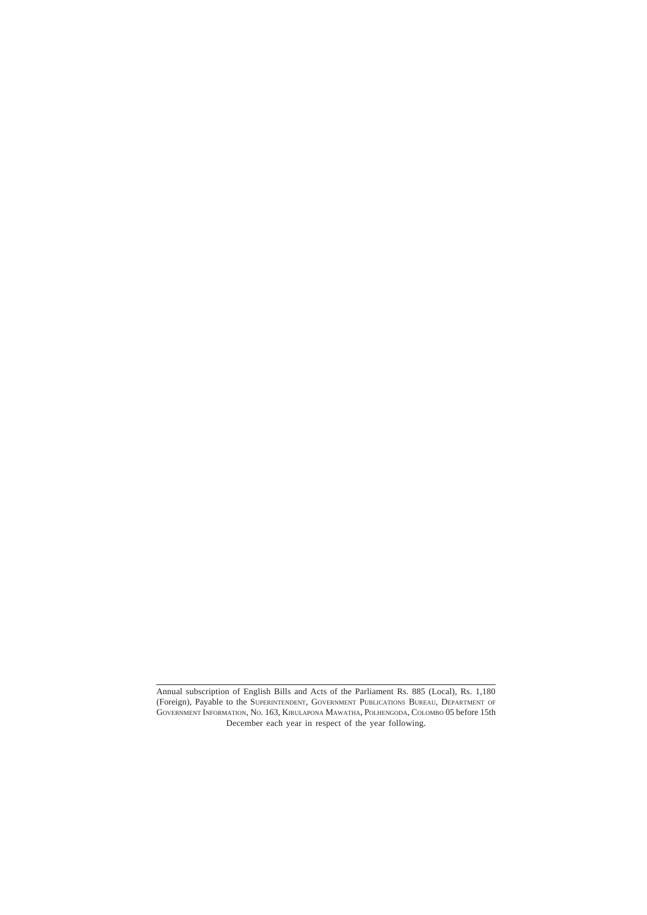Annual subscription of English Bills and Acts of the Parliament Rs. 885 (Local), Rs. 1,180 (Foreign), Payable to the SUPERINTENDENT, GOVERNMENT PUBLICATIONS BUREAU, DEPARTMENT OF GOVERNMENT INFORMATION, NO. 163, KIRULAPONA MAWATHA, POLHENGODA, COLOMBO 05 before 15th December each year in respect of the year following.